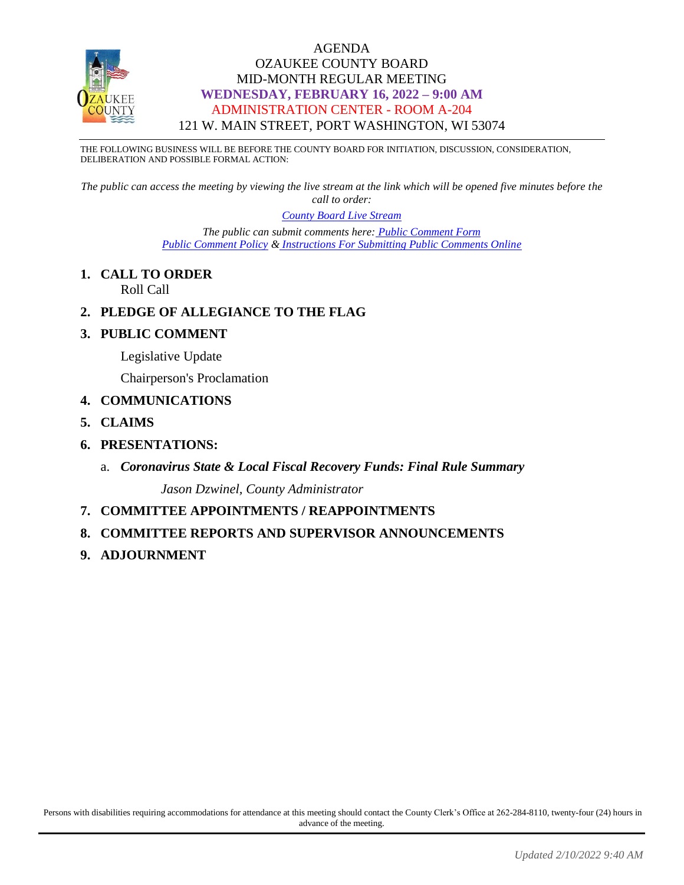# AGENDA
# OZAUKEE COUNTY BOARD
## MID-MONTH REGULAR MEETING
## WEDNESDAY, FEBRUARY 16, 2022 – 9:00 AM
## ADMINISTRATION CENTER - ROOM A-204
## 121 W. MAIN STREET, PORT WASHINGTON, WI 53074

THE FOLLOWING BUSINESS WILL BE BEFORE THE COUNTY BOARD FOR INITIATION, DISCUSSION, CONSIDERATION, DELIBERATION AND POSSIBLE FORMAL ACTION:

*The public can access the meeting by viewing the live stream at the link which will be opened five minutes before the call to order:*

*County Board Live Stream*

*The public can submit comments here: Public Comment Form*
*Public Comment Policy & Instructions For Submitting Public Comments Online*

1. **CALL TO ORDER**
   Roll Call
2. **PLEDGE OF ALLEGIANCE TO THE FLAG**
3. **PUBLIC COMMENT**

   Legislative Update

   Chairperson's Proclamation
4. **COMMUNICATIONS**
5. **CLAIMS**
6. **PRESENTATIONS:**
   a. ***Coronavirus State & Local Fiscal Recovery Funds: Final Rule Summary***

      *Jason Dzwinel, County Administrator*
7. **COMMITTEE APPOINTMENTS / REAPPOINTMENTS**
8. **COMMITTEE REPORTS AND SUPERVISOR ANNOUNCEMENTS**
9. **ADJOURNMENT**

Persons with disabilities requiring accommodations for attendance at this meeting should contact the County Clerk's Office at 262-284-8110, twenty-four (24) hours in advance of the meeting.

*Updated 2/10/2022 9:40 AM*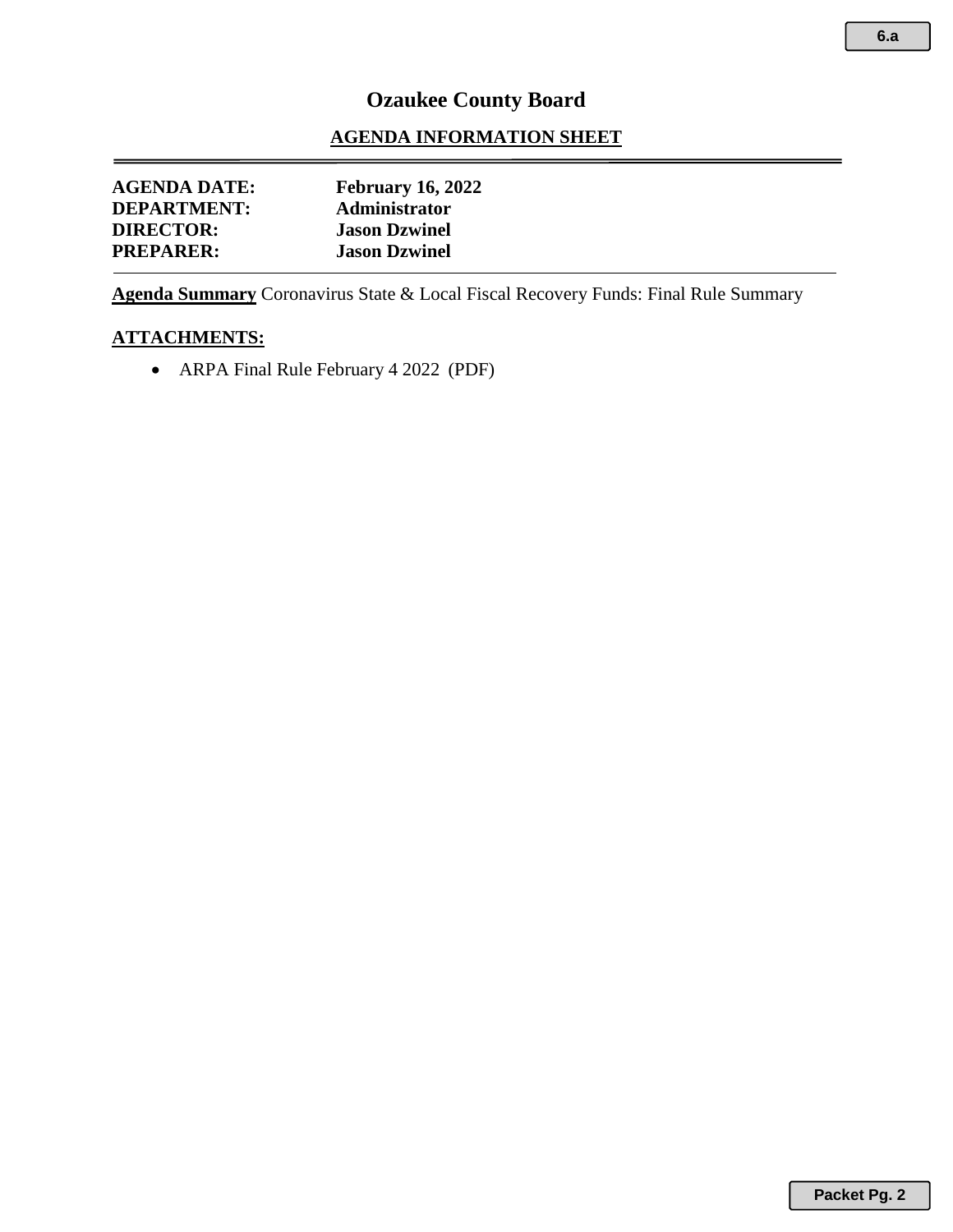# Ozaukee County Board

## AGENDA INFORMATION SHEET

**AGENDA DATE:** **February 16, 2022**
**DEPARTMENT:** **Administrator**
**DIRECTOR:** **Jason Dzwinel**
**PREPARER:** **Jason Dzwinel**

**Agenda Summary** Coronavirus State & Local Fiscal Recovery Funds: Final Rule Summary

**ATTACHMENTS:**

- ARPA Final Rule February 4 2022 (PDF)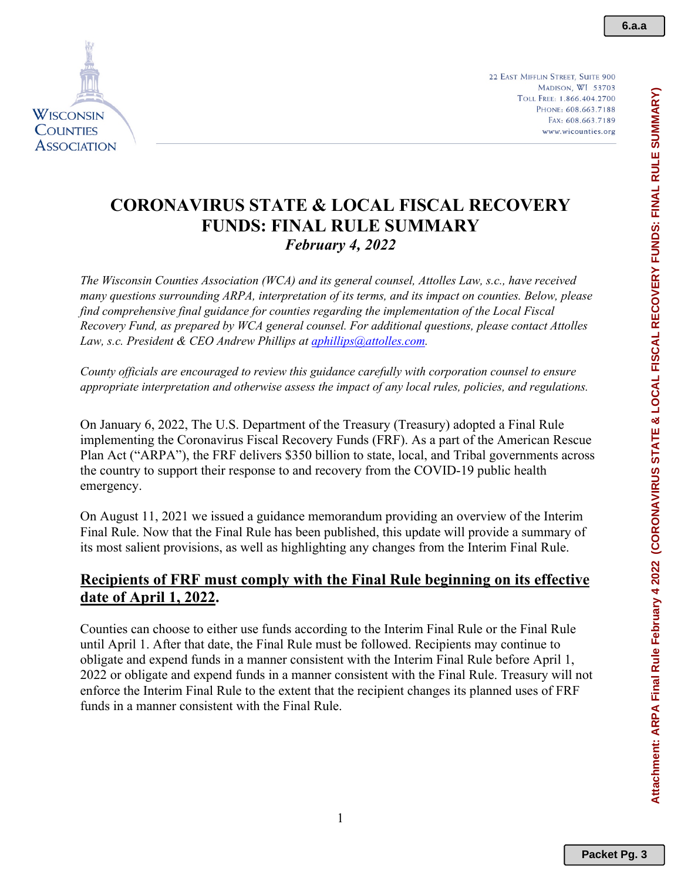WISCONSIN COUNTIES ASSOCIATION

22 EAST MIFFLIN STREET, SUITE 900
MADISON, WI 53703
TOLL FREE: 1.866.404.2700
PHONE: 608.663.7188
FAX: 608.663.7189
www.wicounties.org

# CORONAVIRUS STATE & LOCAL FISCAL RECOVERY FUNDS: FINAL RULE SUMMARY

***February 4, 2022***

*The Wisconsin Counties Association (WCA) and its general counsel, Attolles Law, s.c., have received many questions surrounding ARPA, interpretation of its terms, and its impact on counties. Below, please find comprehensive final guidance for counties regarding the implementation of the Local Fiscal Recovery Fund, as prepared by WCA general counsel. For additional questions, please contact Attolles Law, s.c. President & CEO Andrew Phillips at [aphillips@attolles.com](mailto:aphillips@attolles.com).*

*County officials are encouraged to review this guidance carefully with corporation counsel to ensure appropriate interpretation and otherwise assess the impact of any local rules, policies, and regulations.*

On January 6, 2022, The U.S. Department of the Treasury (Treasury) adopted a Final Rule implementing the Coronavirus Fiscal Recovery Funds (FRF). As a part of the American Rescue Plan Act ("ARPA"), the FRF delivers $350 billion to state, local, and Tribal governments across the country to support their response to and recovery from the COVID-19 public health emergency.

On August 11, 2021 we issued a guidance memorandum providing an overview of the Interim Final Rule. Now that the Final Rule has been published, this update will provide a summary of its most salient provisions, as well as highlighting any changes from the Interim Final Rule.

## **Recipients of FRF must comply with the Final Rule beginning on its effective date of April 1, 2022.**

Counties can choose to either use funds according to the Interim Final Rule or the Final Rule until April 1. After that date, the Final Rule must be followed. Recipients may continue to obligate and expend funds in a manner consistent with the Interim Final Rule before April 1, 2022 or obligate and expend funds in a manner consistent with the Final Rule. Treasury will not enforce the Interim Final Rule to the extent that the recipient changes its planned uses of FRF funds in a manner consistent with the Final Rule.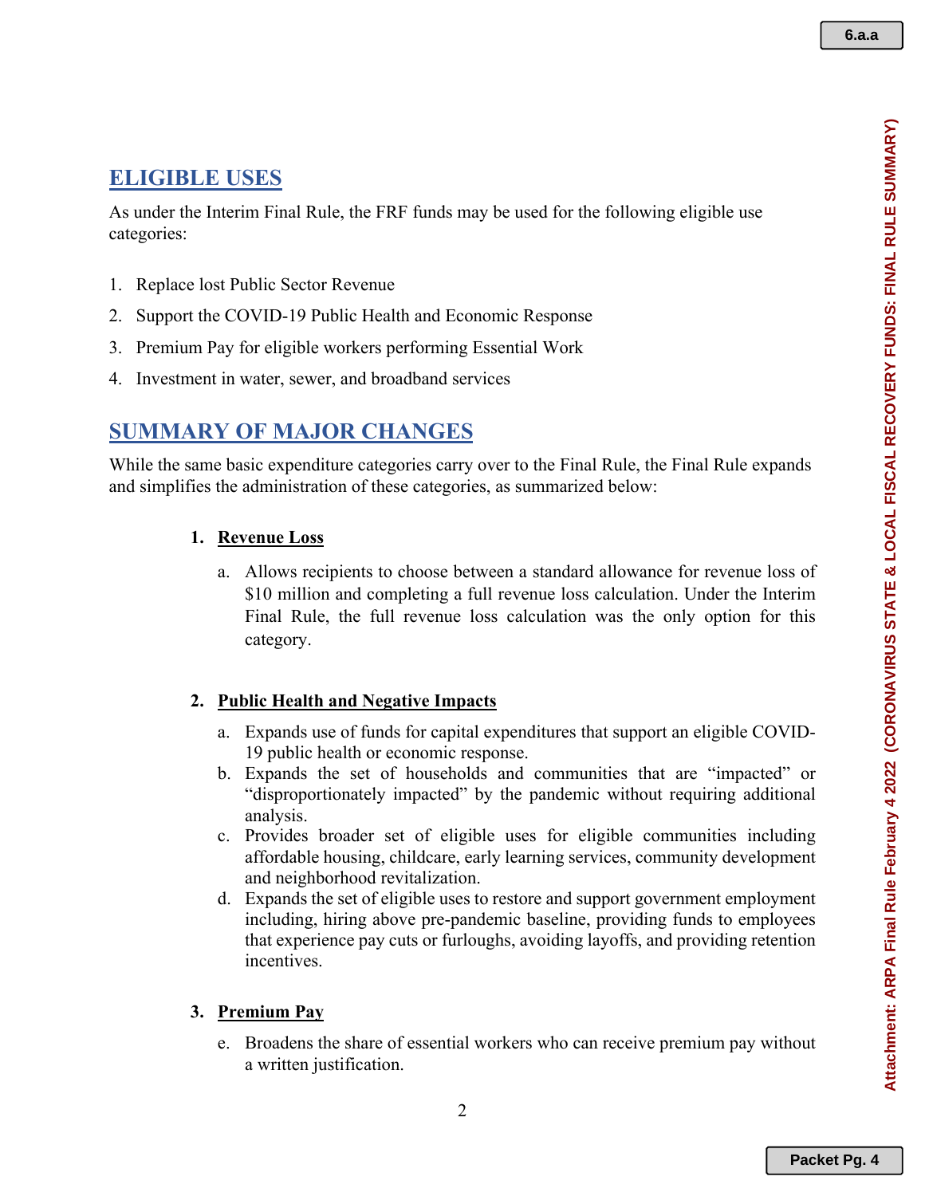## ELIGIBLE USES

As under the Interim Final Rule, the FRF funds may be used for the following eligible use categories:

1. Replace lost Public Sector Revenue
2. Support the COVID-19 Public Health and Economic Response
3. Premium Pay for eligible workers performing Essential Work
4. Investment in water, sewer, and broadband services

## SUMMARY OF MAJOR CHANGES

While the same basic expenditure categories carry over to the Final Rule, the Final Rule expands and simplifies the administration of these categories, as summarized below:

1. **Revenue Loss**

   a. Allows recipients to choose between a standard allowance for revenue loss of $10 million and completing a full revenue loss calculation. Under the Interim Final Rule, the full revenue loss calculation was the only option for this category.

2. **Public Health and Negative Impacts**

   a. Expands use of funds for capital expenditures that support an eligible COVID-19 public health or economic response.
   b. Expands the set of households and communities that are "impacted" or "disproportionately impacted" by the pandemic without requiring additional analysis.
   c. Provides broader set of eligible uses for eligible communities including affordable housing, childcare, early learning services, community development and neighborhood revitalization.
   d. Expands the set of eligible uses to restore and support government employment including, hiring above pre-pandemic baseline, providing funds to employees that experience pay cuts or furloughs, avoiding layoffs, and providing retention incentives.

3. **Premium Pay**

   e. Broadens the share of essential workers who can receive premium pay without a written justification.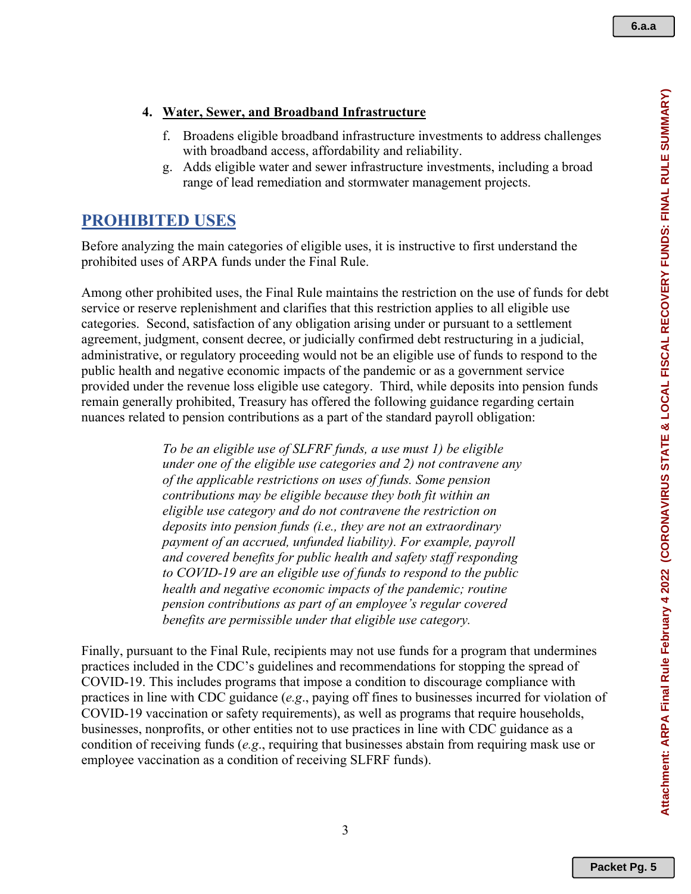4. **Water, Sewer, and Broadband Infrastructure**

    f. Broadens eligible broadband infrastructure investments to address challenges with broadband access, affordability and reliability.

    g. Adds eligible water and sewer infrastructure investments, including a broad range of lead remediation and stormwater management projects.

## PROHIBITED USES

Before analyzing the main categories of eligible uses, it is instructive to first understand the prohibited uses of ARPA funds under the Final Rule.

Among other prohibited uses, the Final Rule maintains the restriction on the use of funds for debt service or reserve replenishment and clarifies that this restriction applies to all eligible use categories. Second, satisfaction of any obligation arising under or pursuant to a settlement agreement, judgment, consent decree, or judicially confirmed debt restructuring in a judicial, administrative, or regulatory proceeding would not be an eligible use of funds to respond to the public health and negative economic impacts of the pandemic or as a government service provided under the revenue loss eligible use category. Third, while deposits into pension funds remain generally prohibited, Treasury has offered the following guidance regarding certain nuances related to pension contributions as a part of the standard payroll obligation:

> *To be an eligible use of SLFRF funds, a use must 1) be eligible under one of the eligible use categories and 2) not contravene any of the applicable restrictions on uses of funds. Some pension contributions may be eligible because they both fit within an eligible use category and do not contravene the restriction on deposits into pension funds (i.e., they are not an extraordinary payment of an accrued, unfunded liability). For example, payroll and covered benefits for public health and safety staff responding to COVID-19 are an eligible use of funds to respond to the public health and negative economic impacts of the pandemic; routine pension contributions as part of an employee's regular covered benefits are permissible under that eligible use category.*

Finally, pursuant to the Final Rule, recipients may not use funds for a program that undermines practices included in the CDC's guidelines and recommendations for stopping the spread of COVID-19. This includes programs that impose a condition to discourage compliance with practices in line with CDC guidance (*e.g.*, paying off fines to businesses incurred for violation of COVID-19 vaccination or safety requirements), as well as programs that require households, businesses, nonprofits, or other entities not to use practices in line with CDC guidance as a condition of receiving funds (*e.g.*, requiring that businesses abstain from requiring mask use or employee vaccination as a condition of receiving SLFRF funds).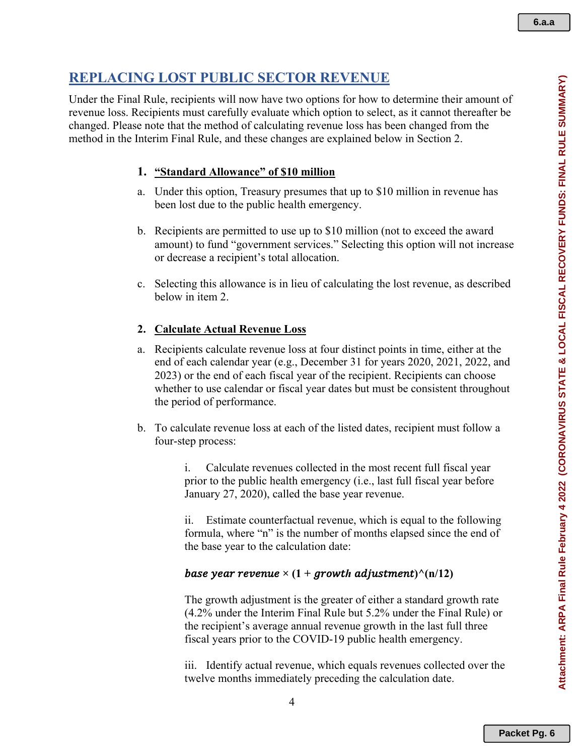## REPLACING LOST PUBLIC SECTOR REVENUE

Under the Final Rule, recipients will now have two options for how to determine their amount of revenue loss. Recipients must carefully evaluate which option to select, as it cannot thereafter be changed. Please note that the method of calculating revenue loss has been changed from the method in the Interim Final Rule, and these changes are explained below in Section 2.

### 1. "Standard Allowance" of $10 million

a. Under this option, Treasury presumes that up to $10 million in revenue has been lost due to the public health emergency.

b. Recipients are permitted to use up to $10 million (not to exceed the award amount) to fund "government services." Selecting this option will not increase or decrease a recipient's total allocation.

c. Selecting this allowance is in lieu of calculating the lost revenue, as described below in item 2.

### 2. Calculate Actual Revenue Loss

a. Recipients calculate revenue loss at four distinct points in time, either at the end of each calendar year (e.g., December 31 for years 2020, 2021, 2022, and 2023) or the end of each fiscal year of the recipient. Recipients can choose whether to use calendar or fiscal year dates but must be consistent throughout the period of performance.

b. To calculate revenue loss at each of the listed dates, recipient must follow a four-step process:

i. Calculate revenues collected in the most recent full fiscal year prior to the public health emergency (i.e., last full fiscal year before January 27, 2020), called the base year revenue.

ii. Estimate counterfactual revenue, which is equal to the following formula, where "n" is the number of months elapsed since the end of the base year to the calculation date:

$$\textit{base year revenue} \times (1 + \textit{growth adjustment})^{(n/12)}$$

The growth adjustment is the greater of either a standard growth rate (4.2% under the Interim Final Rule but 5.2% under the Final Rule) or the recipient's average annual revenue growth in the last full three fiscal years prior to the COVID-19 public health emergency.

iii. Identify actual revenue, which equals revenues collected over the twelve months immediately preceding the calculation date.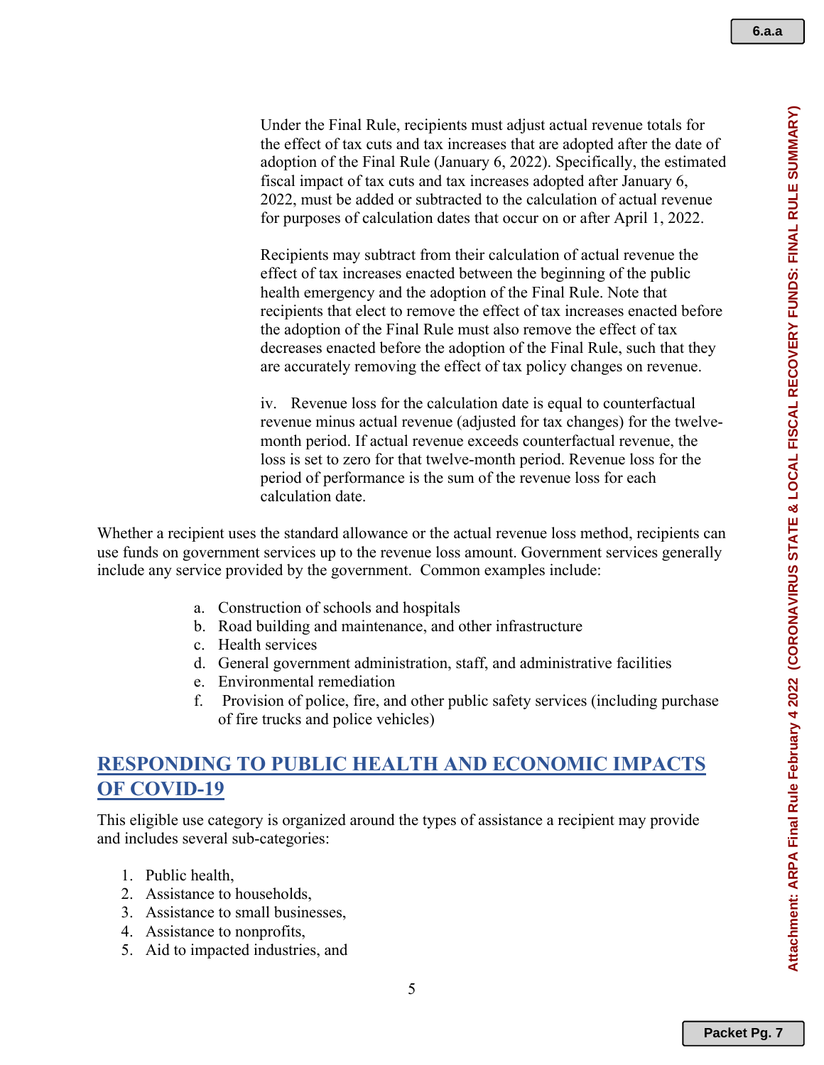Under the Final Rule, recipients must adjust actual revenue totals for the effect of tax cuts and tax increases that are adopted after the date of adoption of the Final Rule (January 6, 2022). Specifically, the estimated fiscal impact of tax cuts and tax increases adopted after January 6, 2022, must be added or subtracted to the calculation of actual revenue for purposes of calculation dates that occur on or after April 1, 2022.

Recipients may subtract from their calculation of actual revenue the effect of tax increases enacted between the beginning of the public health emergency and the adoption of the Final Rule. Note that recipients that elect to remove the effect of tax increases enacted before the adoption of the Final Rule must also remove the effect of tax decreases enacted before the adoption of the Final Rule, such that they are accurately removing the effect of tax policy changes on revenue.

iv. Revenue loss for the calculation date is equal to counterfactual revenue minus actual revenue (adjusted for tax changes) for the twelve-month period. If actual revenue exceeds counterfactual revenue, the loss is set to zero for that twelve-month period. Revenue loss for the period of performance is the sum of the revenue loss for each calculation date.

Whether a recipient uses the standard allowance or the actual revenue loss method, recipients can use funds on government services up to the revenue loss amount. Government services generally include any service provided by the government. Common examples include:

a. Construction of schools and hospitals
b. Road building and maintenance, and other infrastructure
c. Health services
d. General government administration, staff, and administrative facilities
e. Environmental remediation
f. Provision of police, fire, and other public safety services (including purchase of fire trucks and police vehicles)

## RESPONDING TO PUBLIC HEALTH AND ECONOMIC IMPACTS OF COVID-19

This eligible use category is organized around the types of assistance a recipient may provide and includes several sub-categories:

1. Public health,
2. Assistance to households,
3. Assistance to small businesses,
4. Assistance to nonprofits,
5. Aid to impacted industries, and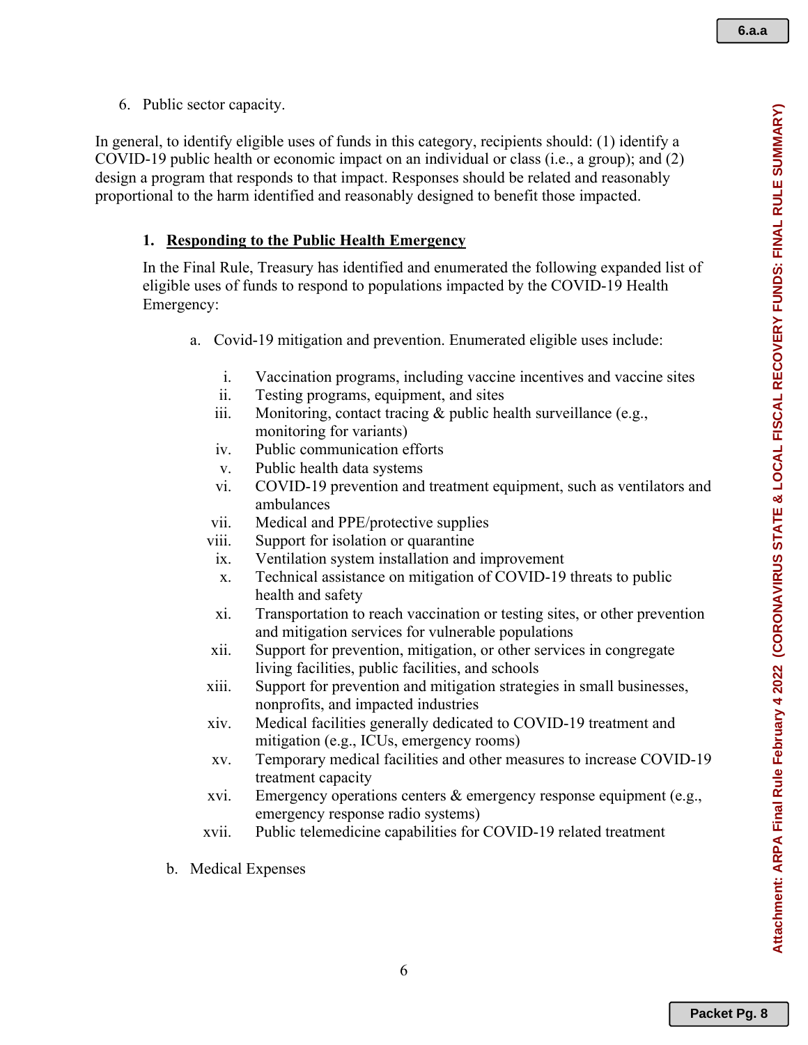6. Public sector capacity.

In general, to identify eligible uses of funds in this category, recipients should: (1) identify a COVID-19 public health or economic impact on an individual or class (i.e., a group); and (2) design a program that responds to that impact. Responses should be related and reasonably proportional to the harm identified and reasonably designed to benefit those impacted.

## 1. Responding to the Public Health Emergency

In the Final Rule, Treasury has identified and enumerated the following expanded list of eligible uses of funds to respond to populations impacted by the COVID-19 Health Emergency:

a. Covid-19 mitigation and prevention. Enumerated eligible uses include:

   i. Vaccination programs, including vaccine incentives and vaccine sites
   ii. Testing programs, equipment, and sites
   iii. Monitoring, contact tracing & public health surveillance (e.g., monitoring for variants)
   iv. Public communication efforts
   v. Public health data systems
   vi. COVID-19 prevention and treatment equipment, such as ventilators and ambulances
   vii. Medical and PPE/protective supplies
   viii. Support for isolation or quarantine
   ix. Ventilation system installation and improvement
   x. Technical assistance on mitigation of COVID-19 threats to public health and safety
   xi. Transportation to reach vaccination or testing sites, or other prevention and mitigation services for vulnerable populations
   xii. Support for prevention, mitigation, or other services in congregate living facilities, public facilities, and schools
   xiii. Support for prevention and mitigation strategies in small businesses, nonprofits, and impacted industries
   xiv. Medical facilities generally dedicated to COVID-19 treatment and mitigation (e.g., ICUs, emergency rooms)
   xv. Temporary medical facilities and other measures to increase COVID-19 treatment capacity
   xvi. Emergency operations centers & emergency response equipment (e.g., emergency response radio systems)
   xvii. Public telemedicine capabilities for COVID-19 related treatment

b. Medical Expenses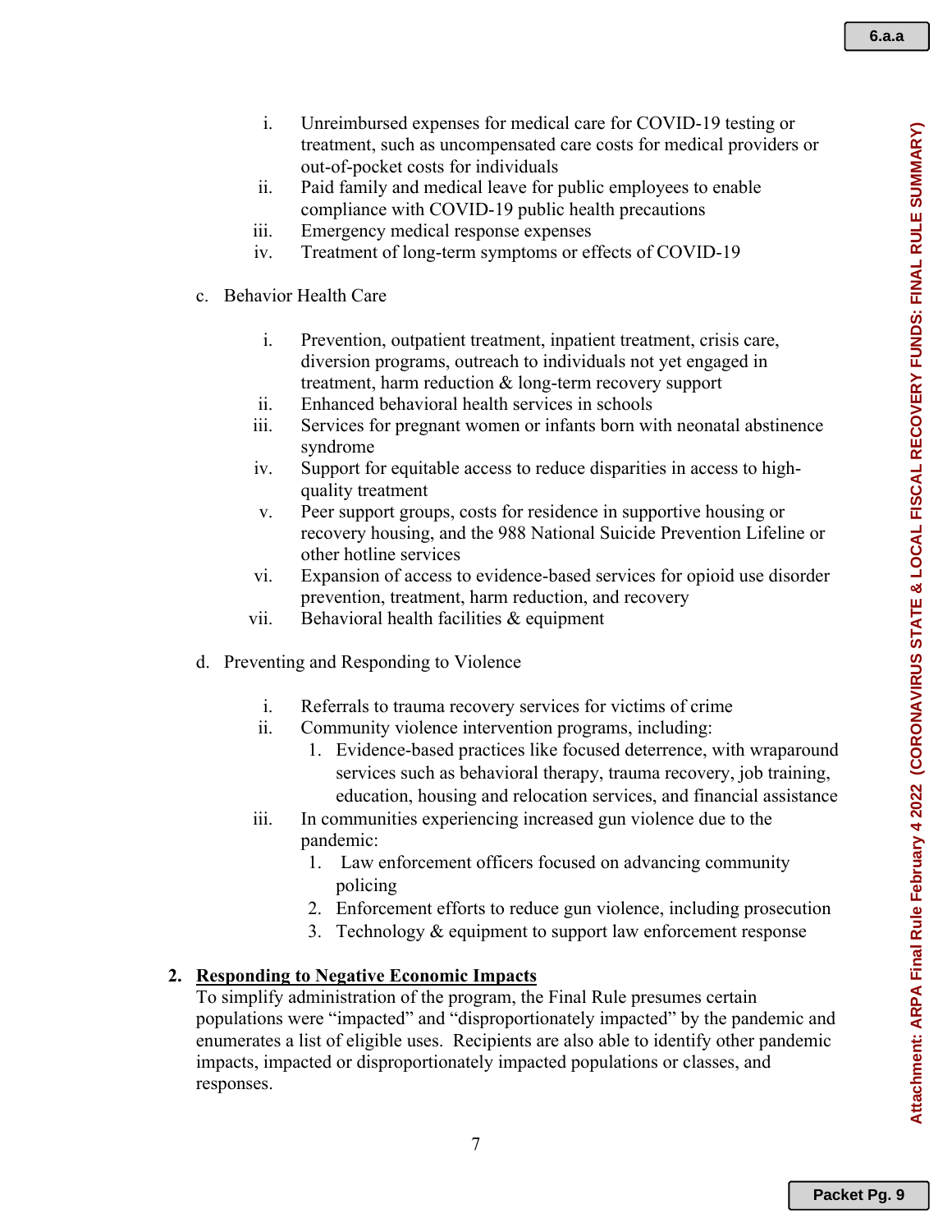i. Unreimbursed expenses for medical care for COVID-19 testing or treatment, such as uncompensated care costs for medical providers or out-of-pocket costs for individuals
ii. Paid family and medical leave for public employees to enable compliance with COVID-19 public health precautions
iii. Emergency medical response expenses
iv. Treatment of long-term symptoms or effects of COVID-19

c. Behavior Health Care

i. Prevention, outpatient treatment, inpatient treatment, crisis care, diversion programs, outreach to individuals not yet engaged in treatment, harm reduction & long-term recovery support
ii. Enhanced behavioral health services in schools
iii. Services for pregnant women or infants born with neonatal abstinence syndrome
iv. Support for equitable access to reduce disparities in access to high-quality treatment
v. Peer support groups, costs for residence in supportive housing or recovery housing, and the 988 National Suicide Prevention Lifeline or other hotline services
vi. Expansion of access to evidence-based services for opioid use disorder prevention, treatment, harm reduction, and recovery
vii. Behavioral health facilities & equipment

d. Preventing and Responding to Violence

i. Referrals to trauma recovery services for victims of crime
ii. Community violence intervention programs, including:
   1. Evidence-based practices like focused deterrence, with wraparound services such as behavioral therapy, trauma recovery, job training, education, housing and relocation services, and financial assistance
iii. In communities experiencing increased gun violence due to the pandemic:
   1. Law enforcement officers focused on advancing community policing
   2. Enforcement efforts to reduce gun violence, including prosecution
   3. Technology & equipment to support law enforcement response

**2. Responding to Negative Economic Impacts**

To simplify administration of the program, the Final Rule presumes certain populations were "impacted" and "disproportionately impacted" by the pandemic and enumerates a list of eligible uses. Recipients are also able to identify other pandemic impacts, impacted or disproportionately impacted populations or classes, and responses.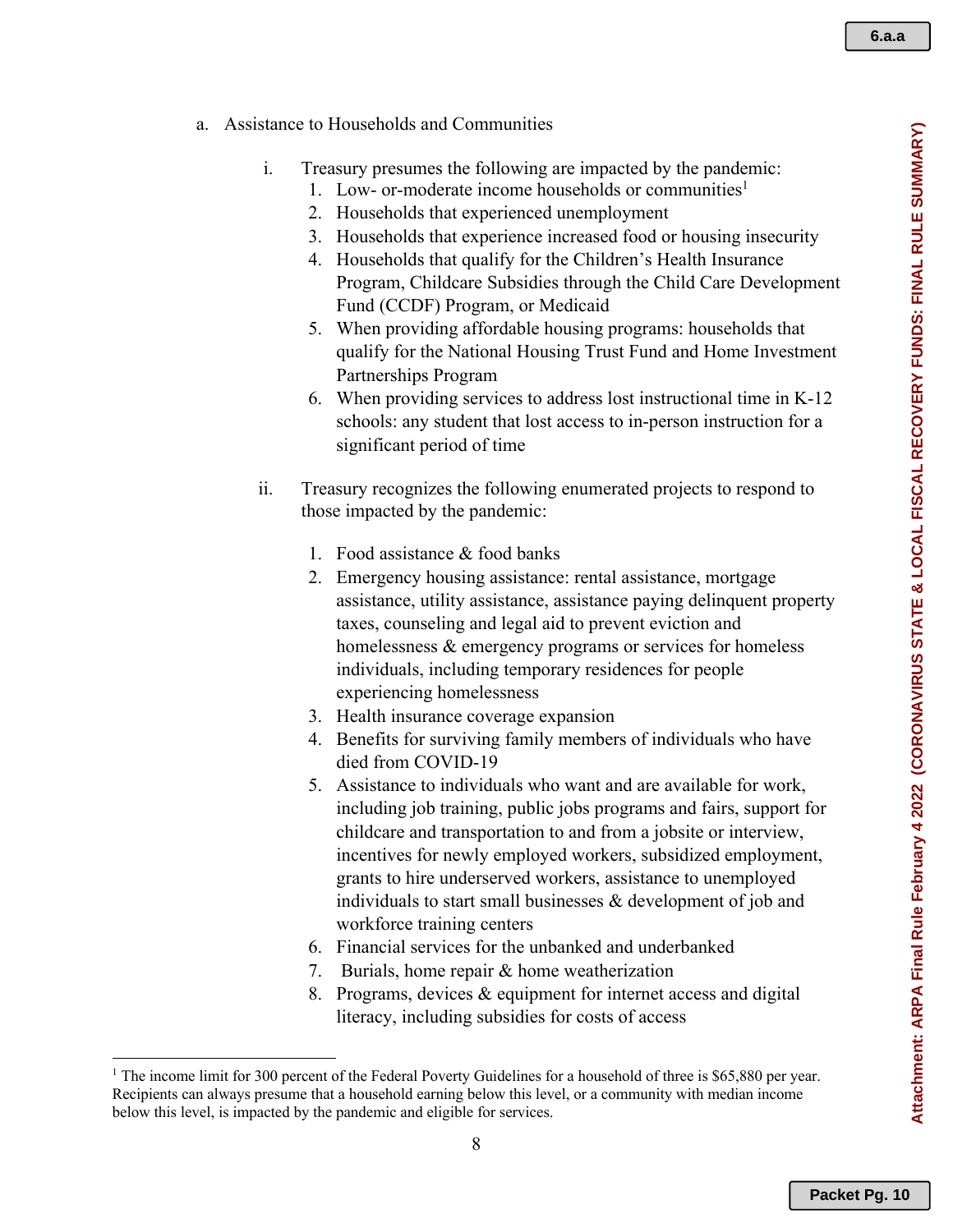a. Assistance to Households and Communities

  i. Treasury presumes the following are impacted by the pandemic:
    1. Low- or-moderate income households or communities[1]
    2. Households that experienced unemployment
    3. Households that experience increased food or housing insecurity
    4. Households that qualify for the Children's Health Insurance Program, Childcare Subsidies through the Child Care Development Fund (CCDF) Program, or Medicaid
    5. When providing affordable housing programs: households that qualify for the National Housing Trust Fund and Home Investment Partnerships Program
    6. When providing services to address lost instructional time in K-12 schools: any student that lost access to in-person instruction for a significant period of time

  ii. Treasury recognizes the following enumerated projects to respond to those impacted by the pandemic:

    1. Food assistance & food banks
    2. Emergency housing assistance: rental assistance, mortgage assistance, utility assistance, assistance paying delinquent property taxes, counseling and legal aid to prevent eviction and homelessness & emergency programs or services for homeless individuals, including temporary residences for people experiencing homelessness
    3. Health insurance coverage expansion
    4. Benefits for surviving family members of individuals who have died from COVID-19
    5. Assistance to individuals who want and are available for work, including job training, public jobs programs and fairs, support for childcare and transportation to and from a jobsite or interview, incentives for newly employed workers, subsidized employment, grants to hire underserved workers, assistance to unemployed individuals to start small businesses & development of job and workforce training centers
    6. Financial services for the unbanked and underbanked
    7. Burials, home repair & home weatherization
    8. Programs, devices & equipment for internet access and digital literacy, including subsidies for costs of access

---

[1] The income limit for 300 percent of the Federal Poverty Guidelines for a household of three is $65,880 per year. Recipients can always presume that a household earning below this level, or a community with median income below this level, is impacted by the pandemic and eligible for services.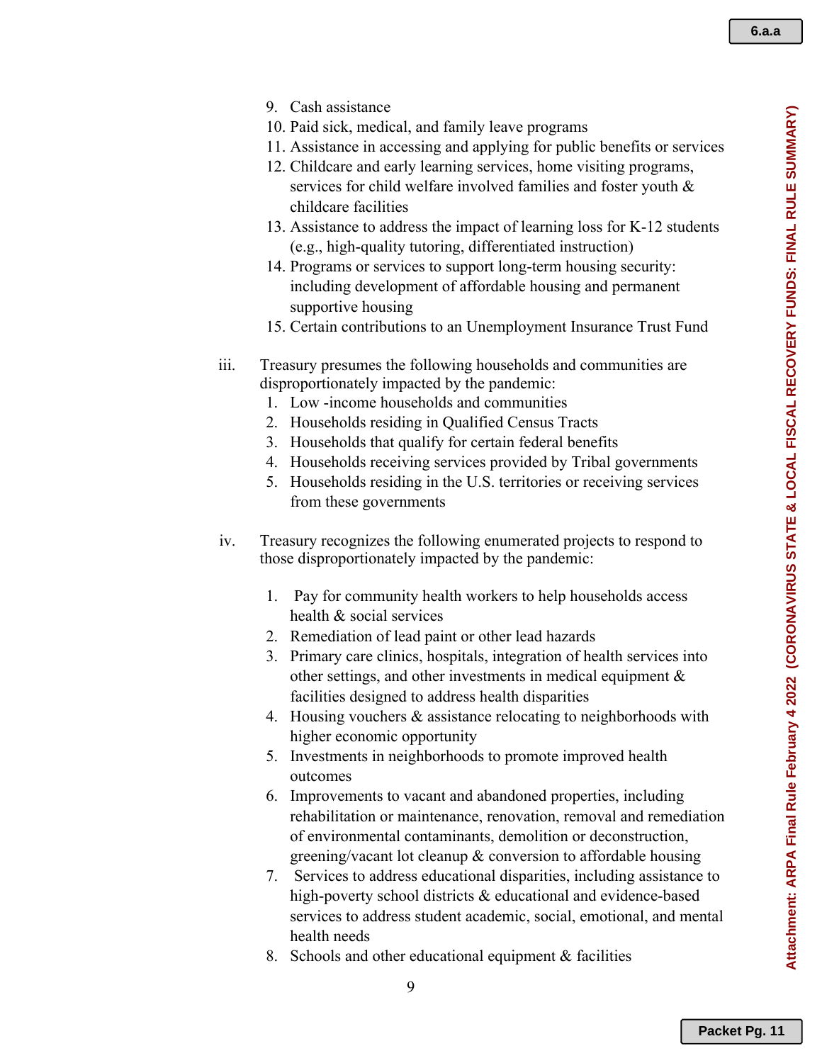9. Cash assistance
10. Paid sick, medical, and family leave programs
11. Assistance in accessing and applying for public benefits or services
12. Childcare and early learning services, home visiting programs, services for child welfare involved families and foster youth & childcare facilities
13. Assistance to address the impact of learning loss for K-12 students (e.g., high-quality tutoring, differentiated instruction)
14. Programs or services to support long-term housing security: including development of affordable housing and permanent supportive housing
15. Certain contributions to an Unemployment Insurance Trust Fund

iii. Treasury presumes the following households and communities are disproportionately impacted by the pandemic:

1. Low -income households and communities
2. Households residing in Qualified Census Tracts
3. Households that qualify for certain federal benefits
4. Households receiving services provided by Tribal governments
5. Households residing in the U.S. territories or receiving services from these governments

iv. Treasury recognizes the following enumerated projects to respond to those disproportionately impacted by the pandemic:

1. Pay for community health workers to help households access health & social services
2. Remediation of lead paint or other lead hazards
3. Primary care clinics, hospitals, integration of health services into other settings, and other investments in medical equipment & facilities designed to address health disparities
4. Housing vouchers & assistance relocating to neighborhoods with higher economic opportunity
5. Investments in neighborhoods to promote improved health outcomes
6. Improvements to vacant and abandoned properties, including rehabilitation or maintenance, renovation, removal and remediation of environmental contaminants, demolition or deconstruction, greening/vacant lot cleanup & conversion to affordable housing
7. Services to address educational disparities, including assistance to high-poverty school districts & educational and evidence-based services to address student academic, social, emotional, and mental health needs
8. Schools and other educational equipment & facilities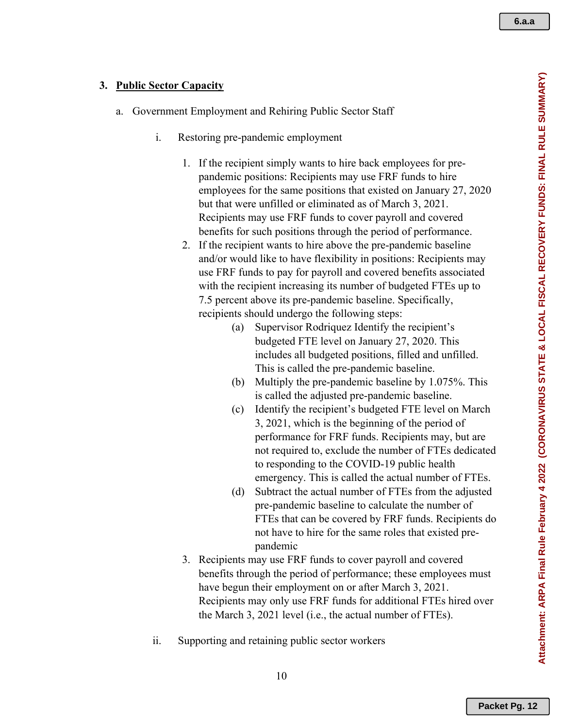## 3. Public Sector Capacity

a. Government Employment and Rehiring Public Sector Staff

i. Restoring pre-pandemic employment

1. If the recipient simply wants to hire back employees for pre-pandemic positions: Recipients may use FRF funds to hire employees for the same positions that existed on January 27, 2020 but that were unfilled or eliminated as of March 3, 2021. Recipients may use FRF funds to cover payroll and covered benefits for such positions through the period of performance.
2. If the recipient wants to hire above the pre-pandemic baseline and/or would like to have flexibility in positions: Recipients may use FRF funds to pay for payroll and covered benefits associated with the recipient increasing its number of budgeted FTEs up to 7.5 percent above its pre-pandemic baseline. Specifically, recipients should undergo the following steps:
   - (a) Supervisor Rodriquez Identify the recipient's budgeted FTE level on January 27, 2020. This includes all budgeted positions, filled and unfilled. This is called the pre-pandemic baseline.
   - (b) Multiply the pre-pandemic baseline by 1.075%. This is called the adjusted pre-pandemic baseline.
   - (c) Identify the recipient's budgeted FTE level on March 3, 2021, which is the beginning of the period of performance for FRF funds. Recipients may, but are not required to, exclude the number of FTEs dedicated to responding to the COVID-19 public health emergency. This is called the actual number of FTEs.
   - (d) Subtract the actual number of FTEs from the adjusted pre-pandemic baseline to calculate the number of FTEs that can be covered by FRF funds. Recipients do not have to hire for the same roles that existed pre-pandemic
3. Recipients may use FRF funds to cover payroll and covered benefits through the period of performance; these employees must have begun their employment on or after March 3, 2021. Recipients may only use FRF funds for additional FTEs hired over the March 3, 2021 level (i.e., the actual number of FTEs).

ii. Supporting and retaining public sector workers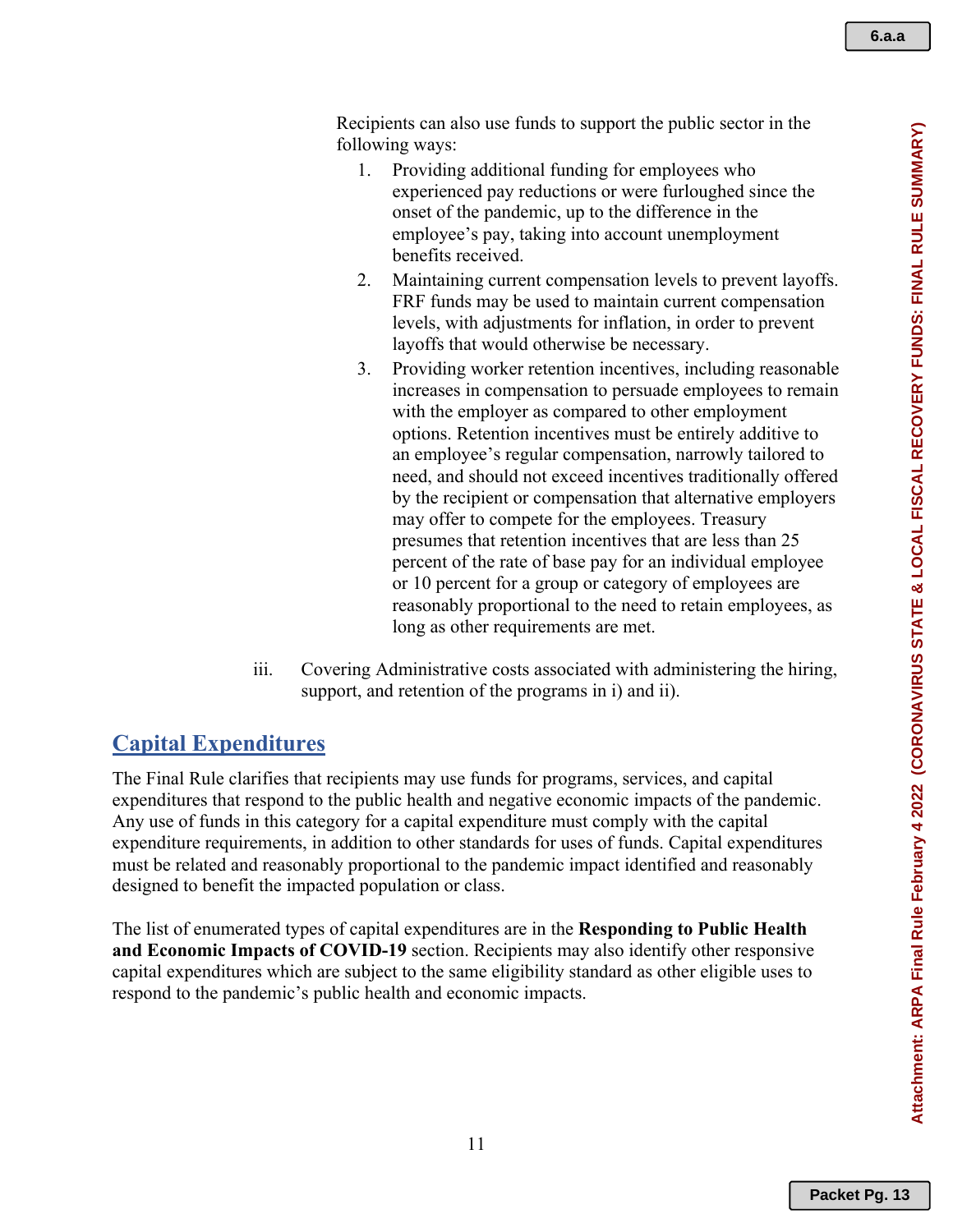Recipients can also use funds to support the public sector in the following ways:

1. Providing additional funding for employees who experienced pay reductions or were furloughed since the onset of the pandemic, up to the difference in the employee's pay, taking into account unemployment benefits received.
2. Maintaining current compensation levels to prevent layoffs. FRF funds may be used to maintain current compensation levels, with adjustments for inflation, in order to prevent layoffs that would otherwise be necessary.
3. Providing worker retention incentives, including reasonable increases in compensation to persuade employees to remain with the employer as compared to other employment options. Retention incentives must be entirely additive to an employee's regular compensation, narrowly tailored to need, and should not exceed incentives traditionally offered by the recipient or compensation that alternative employers may offer to compete for the employees. Treasury presumes that retention incentives that are less than 25 percent of the rate of base pay for an individual employee or 10 percent for a group or category of employees are reasonably proportional to the need to retain employees, as long as other requirements are met.

iii. Covering Administrative costs associated with administering the hiring, support, and retention of the programs in i) and ii).

## Capital Expenditures

The Final Rule clarifies that recipients may use funds for programs, services, and capital expenditures that respond to the public health and negative economic impacts of the pandemic. Any use of funds in this category for a capital expenditure must comply with the capital expenditure requirements, in addition to other standards for uses of funds. Capital expenditures must be related and reasonably proportional to the pandemic impact identified and reasonably designed to benefit the impacted population or class.

The list of enumerated types of capital expenditures are in the **Responding to Public Health and Economic Impacts of COVID-19** section. Recipients may also identify other responsive capital expenditures which are subject to the same eligibility standard as other eligible uses to respond to the pandemic's public health and economic impacts.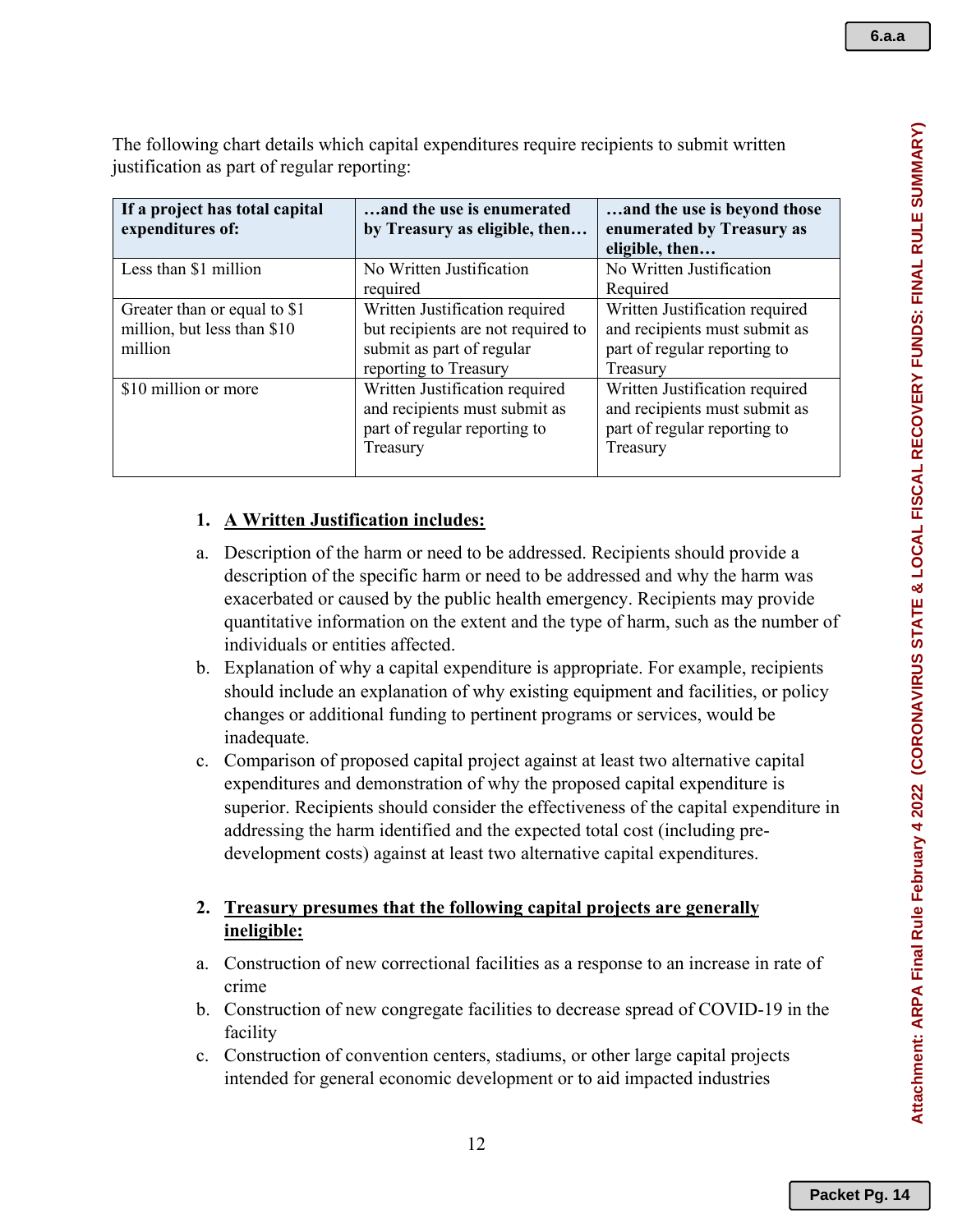The following chart details which capital expenditures require recipients to submit written justification as part of regular reporting:

| If a project has total capital expenditures of: | …and the use is enumerated by Treasury as eligible, then… | …and the use is beyond those enumerated by Treasury as eligible, then… |
|---|---|---|
| Less than $1 million | No Written Justification required | No Written Justification Required |
| Greater than or equal to $1 million, but less than $10 million | Written Justification required but recipients are not required to submit as part of regular reporting to Treasury | Written Justification required and recipients must submit as part of regular reporting to Treasury |
| $10 million or more | Written Justification required and recipients must submit as part of regular reporting to Treasury | Written Justification required and recipients must submit as part of regular reporting to Treasury |

1. **A Written Justification includes:**

a. Description of the harm or need to be addressed. Recipients should provide a description of the specific harm or need to be addressed and why the harm was exacerbated or caused by the public health emergency. Recipients may provide quantitative information on the extent and the type of harm, such as the number of individuals or entities affected.

b. Explanation of why a capital expenditure is appropriate. For example, recipients should include an explanation of why existing equipment and facilities, or policy changes or additional funding to pertinent programs or services, would be inadequate.

c. Comparison of proposed capital project against at least two alternative capital expenditures and demonstration of why the proposed capital expenditure is superior. Recipients should consider the effectiveness of the capital expenditure in addressing the harm identified and the expected total cost (including pre-development costs) against at least two alternative capital expenditures.

2. **Treasury presumes that the following capital projects are generally ineligible:**

a. Construction of new correctional facilities as a response to an increase in rate of crime

b. Construction of new congregate facilities to decrease spread of COVID-19 in the facility

c. Construction of convention centers, stadiums, or other large capital projects intended for general economic development or to aid impacted industries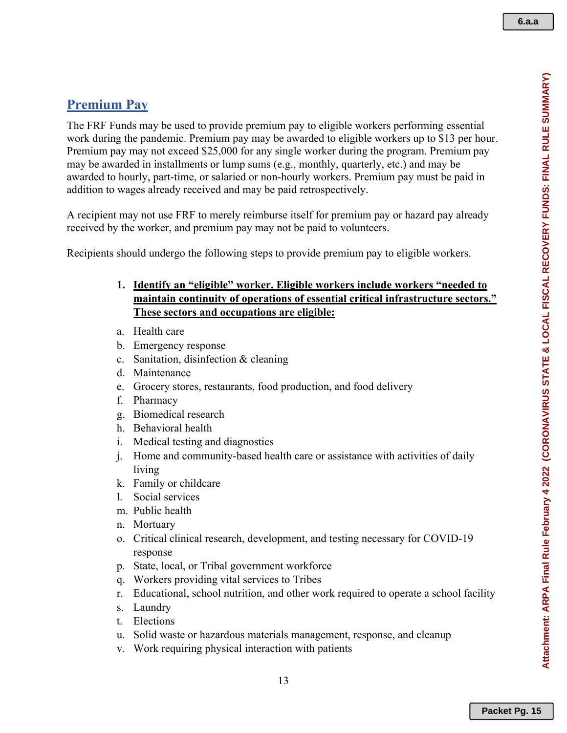## Premium Pay

The FRF Funds may be used to provide premium pay to eligible workers performing essential work during the pandemic. Premium pay may be awarded to eligible workers up to $13 per hour. Premium pay may not exceed $25,000 for any single worker during the program. Premium pay may be awarded in installments or lump sums (e.g., monthly, quarterly, etc.) and may be awarded to hourly, part-time, or salaried or non-hourly workers. Premium pay must be paid in addition to wages already received and may be paid retrospectively.

A recipient may not use FRF to merely reimburse itself for premium pay or hazard pay already received by the worker, and premium pay may not be paid to volunteers.

Recipients should undergo the following steps to provide premium pay to eligible workers.

1. **Identify an "eligible" worker. Eligible workers include workers "needed to maintain continuity of operations of essential critical infrastructure sectors." These sectors and occupations are eligible:**

   a. Health care
   b. Emergency response
   c. Sanitation, disinfection & cleaning
   d. Maintenance
   e. Grocery stores, restaurants, food production, and food delivery
   f. Pharmacy
   g. Biomedical research
   h. Behavioral health
   i. Medical testing and diagnostics
   j. Home and community-based health care or assistance with activities of daily living
   k. Family or childcare
   l. Social services
   m. Public health
   n. Mortuary
   o. Critical clinical research, development, and testing necessary for COVID-19 response
   p. State, local, or Tribal government workforce
   q. Workers providing vital services to Tribes
   r. Educational, school nutrition, and other work required to operate a school facility
   s. Laundry
   t. Elections
   u. Solid waste or hazardous materials management, response, and cleanup
   v. Work requiring physical interaction with patients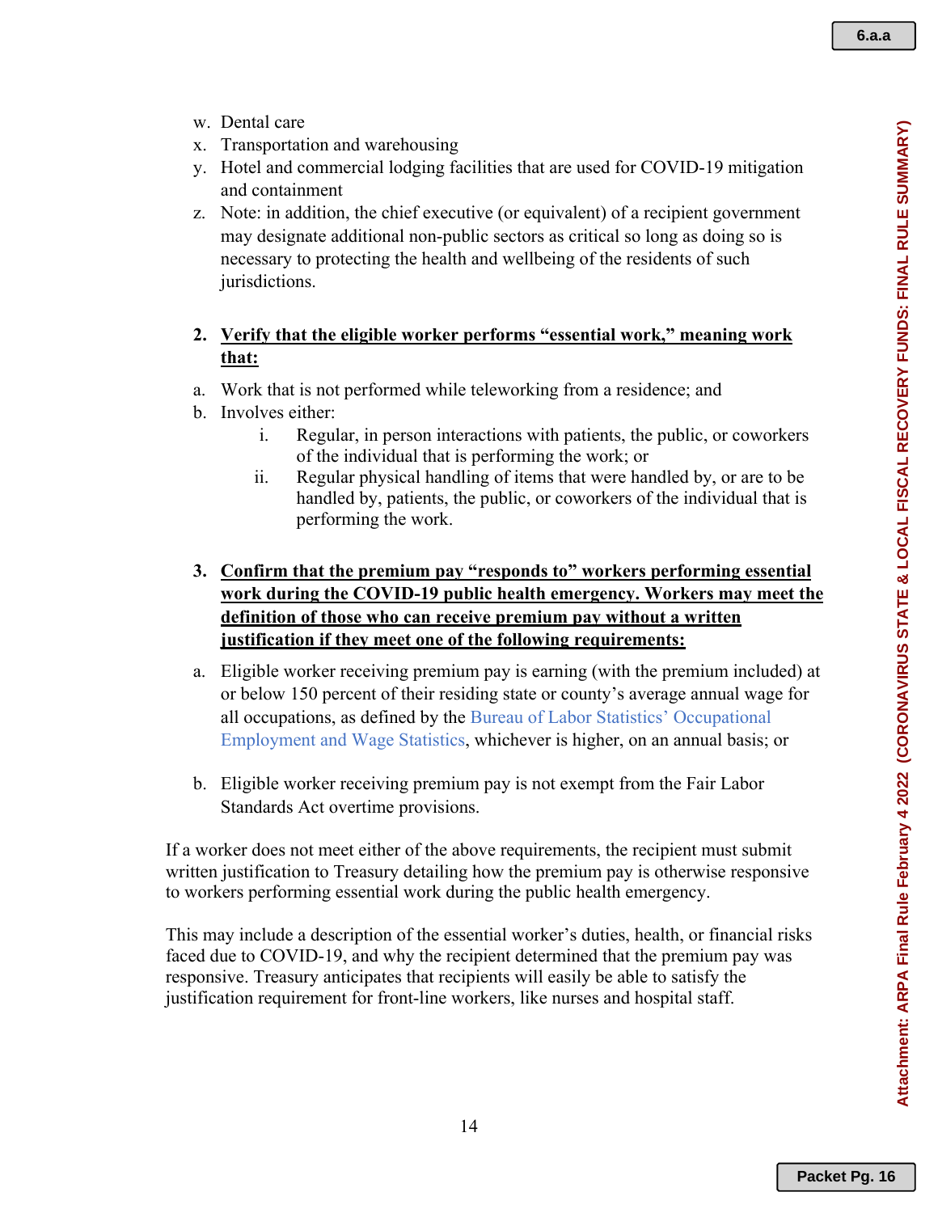w. Dental care
x. Transportation and warehousing
y. Hotel and commercial lodging facilities that are used for COVID-19 mitigation and containment
z. Note: in addition, the chief executive (or equivalent) of a recipient government may designate additional non-public sectors as critical so long as doing so is necessary to protecting the health and wellbeing of the residents of such jurisdictions.

2. **Verify that the eligible worker performs "essential work," meaning work that:**

a. Work that is not performed while teleworking from a residence; and
b. Involves either:
   i. Regular, in person interactions with patients, the public, or coworkers of the individual that is performing the work; or
   ii. Regular physical handling of items that were handled by, or are to be handled by, patients, the public, or coworkers of the individual that is performing the work.

3. **Confirm that the premium pay "responds to" workers performing essential work during the COVID-19 public health emergency. Workers may meet the definition of those who can receive premium pay without a written justification if they meet one of the following requirements:**

a. Eligible worker receiving premium pay is earning (with the premium included) at or below 150 percent of their residing state or county's average annual wage for all occupations, as defined by the Bureau of Labor Statistics' Occupational Employment and Wage Statistics, whichever is higher, on an annual basis; or

b. Eligible worker receiving premium pay is not exempt from the Fair Labor Standards Act overtime provisions.

If a worker does not meet either of the above requirements, the recipient must submit written justification to Treasury detailing how the premium pay is otherwise responsive to workers performing essential work during the public health emergency.

This may include a description of the essential worker's duties, health, or financial risks faced due to COVID-19, and why the recipient determined that the premium pay was responsive. Treasury anticipates that recipients will easily be able to satisfy the justification requirement for front-line workers, like nurses and hospital staff.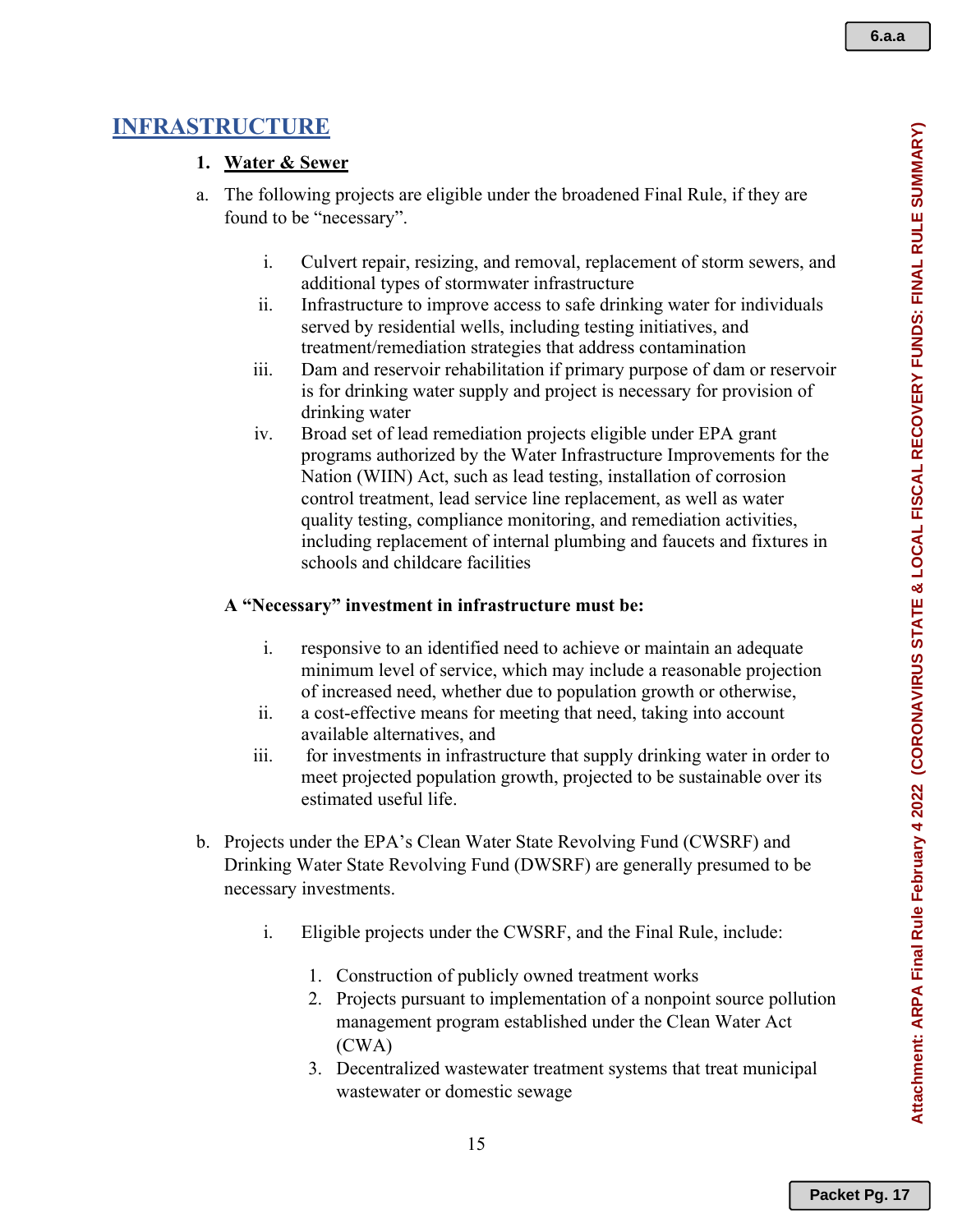## INFRASTRUCTURE

1. **Water & Sewer**

a. The following projects are eligible under the broadened Final Rule, if they are found to be "necessary".

   i. Culvert repair, resizing, and removal, replacement of storm sewers, and additional types of stormwater infrastructure
   ii. Infrastructure to improve access to safe drinking water for individuals served by residential wells, including testing initiatives, and treatment/remediation strategies that address contamination
   iii. Dam and reservoir rehabilitation if primary purpose of dam or reservoir is for drinking water supply and project is necessary for provision of drinking water
   iv. Broad set of lead remediation projects eligible under EPA grant programs authorized by the Water Infrastructure Improvements for the Nation (WIIN) Act, such as lead testing, installation of corrosion control treatment, lead service line replacement, as well as water quality testing, compliance monitoring, and remediation activities, including replacement of internal plumbing and faucets and fixtures in schools and childcare facilities

**A "Necessary" investment in infrastructure must be:**

   i. responsive to an identified need to achieve or maintain an adequate minimum level of service, which may include a reasonable projection of increased need, whether due to population growth or otherwise,
   ii. a cost-effective means for meeting that need, taking into account available alternatives, and
   iii. for investments in infrastructure that supply drinking water in order to meet projected population growth, projected to be sustainable over its estimated useful life.

b. Projects under the EPA's Clean Water State Revolving Fund (CWSRF) and Drinking Water State Revolving Fund (DWSRF) are generally presumed to be necessary investments.

   i. Eligible projects under the CWSRF, and the Final Rule, include:

      1. Construction of publicly owned treatment works
      2. Projects pursuant to implementation of a nonpoint source pollution management program established under the Clean Water Act (CWA)
      3. Decentralized wastewater treatment systems that treat municipal wastewater or domestic sewage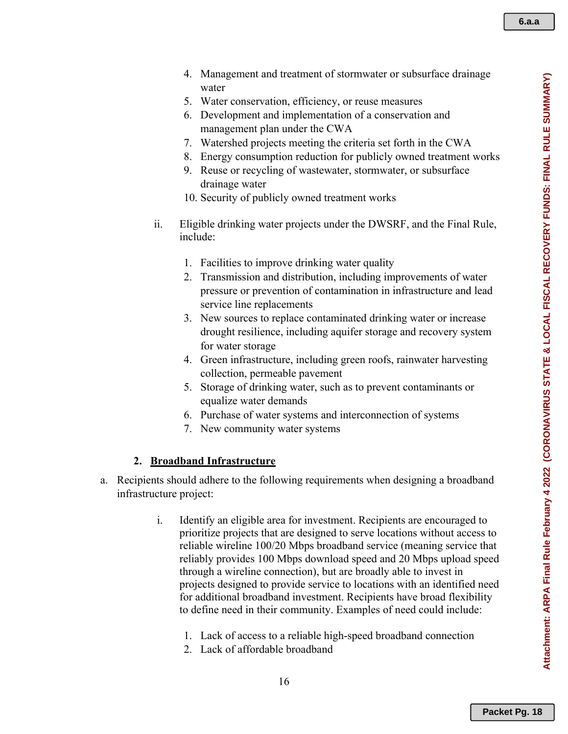4. Management and treatment of stormwater or subsurface drainage water
5. Water conservation, efficiency, or reuse measures
6. Development and implementation of a conservation and management plan under the CWA
7. Watershed projects meeting the criteria set forth in the CWA
8. Energy consumption reduction for publicly owned treatment works
9. Reuse or recycling of wastewater, stormwater, or subsurface drainage water
10. Security of publicly owned treatment works

ii. Eligible drinking water projects under the DWSRF, and the Final Rule, include:

1. Facilities to improve drinking water quality
2. Transmission and distribution, including improvements of water pressure or prevention of contamination in infrastructure and lead service line replacements
3. New sources to replace contaminated drinking water or increase drought resilience, including aquifer storage and recovery system for water storage
4. Green infrastructure, including green roofs, rainwater harvesting collection, permeable pavement
5. Storage of drinking water, such as to prevent contaminants or equalize water demands
6. Purchase of water systems and interconnection of systems
7. New community water systems

**2. <u>Broadband Infrastructure</u>**

a. Recipients should adhere to the following requirements when designing a broadband infrastructure project:

i. Identify an eligible area for investment. Recipients are encouraged to prioritize projects that are designed to serve locations without access to reliable wireline 100/20 Mbps broadband service (meaning service that reliably provides 100 Mbps download speed and 20 Mbps upload speed through a wireline connection), but are broadly able to invest in projects designed to provide service to locations with an identified need for additional broadband investment. Recipients have broad flexibility to define need in their community. Examples of need could include:

1. Lack of access to a reliable high-speed broadband connection
2. Lack of affordable broadband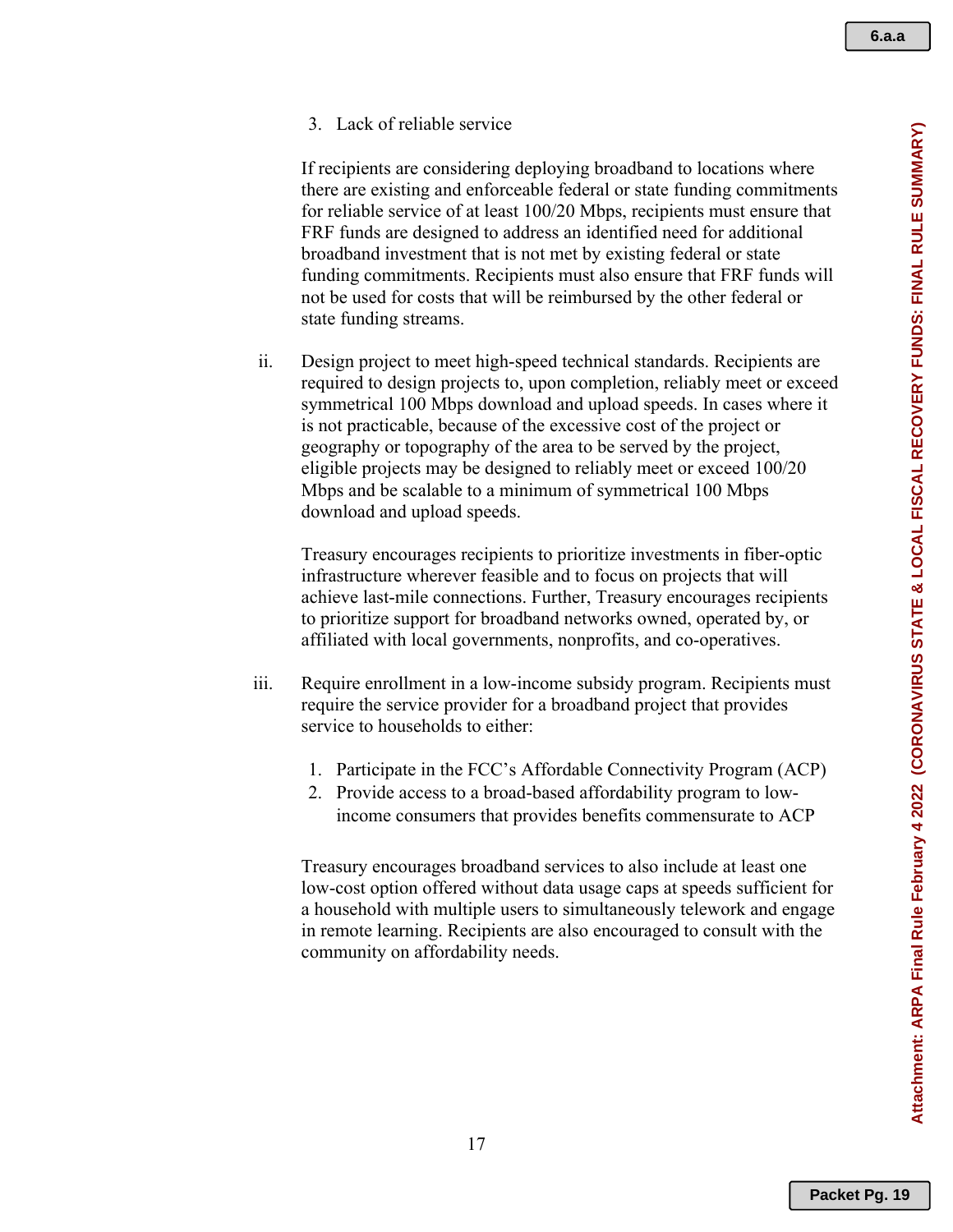3. Lack of reliable service

If recipients are considering deploying broadband to locations where there are existing and enforceable federal or state funding commitments for reliable service of at least 100/20 Mbps, recipients must ensure that FRF funds are designed to address an identified need for additional broadband investment that is not met by existing federal or state funding commitments. Recipients must also ensure that FRF funds will not be used for costs that will be reimbursed by the other federal or state funding streams.

ii. Design project to meet high-speed technical standards. Recipients are required to design projects to, upon completion, reliably meet or exceed symmetrical 100 Mbps download and upload speeds. In cases where it is not practicable, because of the excessive cost of the project or geography or topography of the area to be served by the project, eligible projects may be designed to reliably meet or exceed 100/20 Mbps and be scalable to a minimum of symmetrical 100 Mbps download and upload speeds.

Treasury encourages recipients to prioritize investments in fiber-optic infrastructure wherever feasible and to focus on projects that will achieve last-mile connections. Further, Treasury encourages recipients to prioritize support for broadband networks owned, operated by, or affiliated with local governments, nonprofits, and co-operatives.

iii. Require enrollment in a low-income subsidy program. Recipients must require the service provider for a broadband project that provides service to households to either:

1. Participate in the FCC's Affordable Connectivity Program (ACP)
2. Provide access to a broad-based affordability program to low-income consumers that provides benefits commensurate to ACP

Treasury encourages broadband services to also include at least one low-cost option offered without data usage caps at speeds sufficient for a household with multiple users to simultaneously telework and engage in remote learning. Recipients are also encouraged to consult with the community on affordability needs.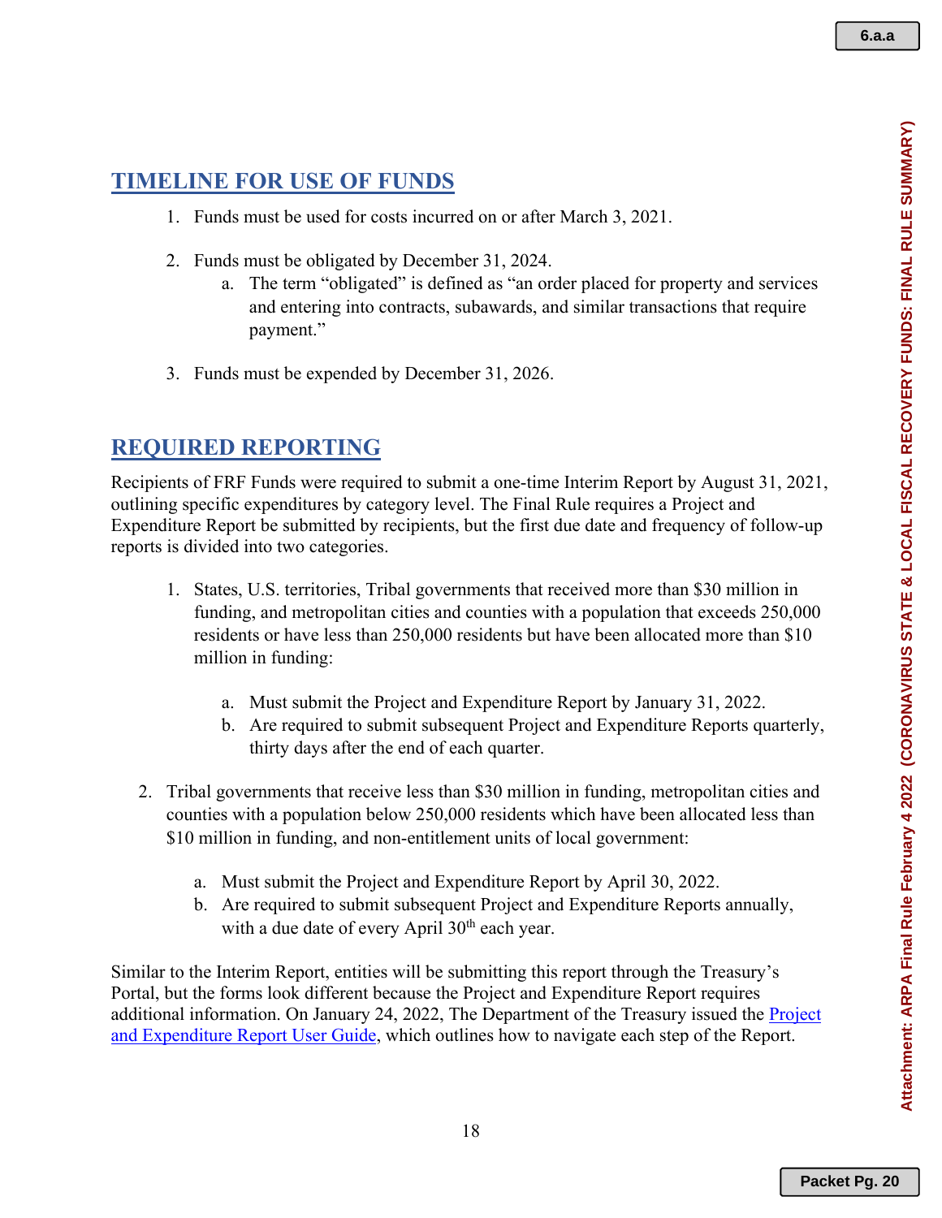## TIMELINE FOR USE OF FUNDS

1. Funds must be used for costs incurred on or after March 3, 2021.

2. Funds must be obligated by December 31, 2024.
   a. The term "obligated" is defined as "an order placed for property and services and entering into contracts, subawards, and similar transactions that require payment."

3. Funds must be expended by December 31, 2026.

## REQUIRED REPORTING

Recipients of FRF Funds were required to submit a one-time Interim Report by August 31, 2021, outlining specific expenditures by category level. The Final Rule requires a Project and Expenditure Report be submitted by recipients, but the first due date and frequency of follow-up reports is divided into two categories.

1. States, U.S. territories, Tribal governments that received more than $30 million in funding, and metropolitan cities and counties with a population that exceeds 250,000 residents or have less than 250,000 residents but have been allocated more than $10 million in funding:

   a. Must submit the Project and Expenditure Report by January 31, 2022.
   b. Are required to submit subsequent Project and Expenditure Reports quarterly, thirty days after the end of each quarter.

2. Tribal governments that receive less than $30 million in funding, metropolitan cities and counties with a population below 250,000 residents which have been allocated less than $10 million in funding, and non-entitlement units of local government:

   a. Must submit the Project and Expenditure Report by April 30, 2022.
   b. Are required to submit subsequent Project and Expenditure Reports annually, with a due date of every April 30th each year.

Similar to the Interim Report, entities will be submitting this report through the Treasury's Portal, but the forms look different because the Project and Expenditure Report requires additional information. On January 24, 2022, The Department of the Treasury issued the Project and Expenditure Report User Guide, which outlines how to navigate each step of the Report.